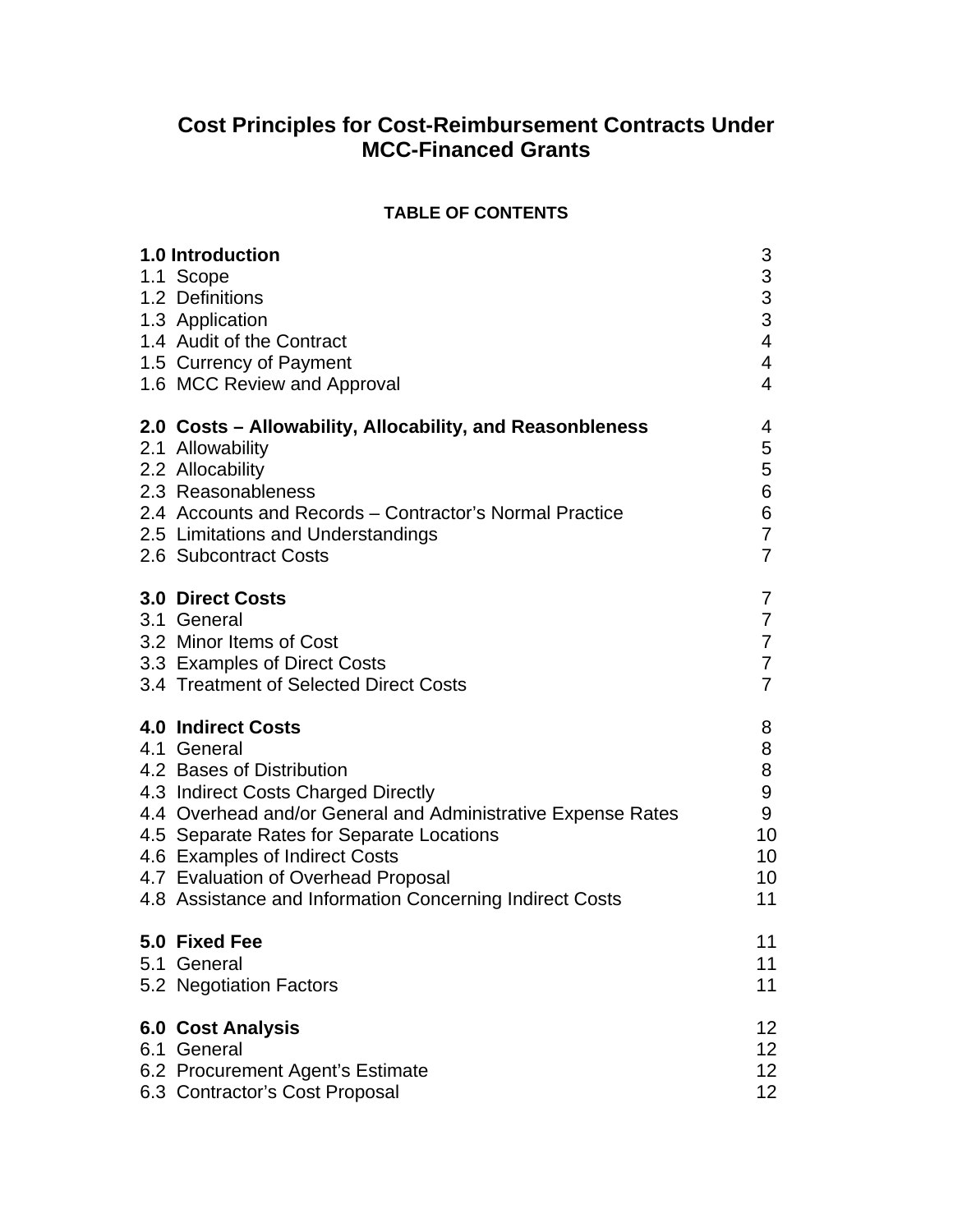# Cost Principles for Cost-Reimbursement Contracts Under MCC-Financed Grants

## TABLE OF CONTENTS

| | |
|---|---|
| **1.0 Introduction** | 3 |
| 1.1 Scope | 3 |
| 1.2 Definitions | 3 |
| 1.3 Application | 3 |
| 1.4 Audit of the Contract | 4 |
| 1.5 Currency of Payment | 4 |
| 1.6 MCC Review and Approval | 4 |
| | |
| **2.0 Costs – Allowability, Allocability, and Reasonbleness** | 4 |
| 2.1 Allowability | 5 |
| 2.2 Allocability | 5 |
| 2.3 Reasonableness | 6 |
| 2.4 Accounts and Records – Contractor's Normal Practice | 6 |
| 2.5 Limitations and Understandings | 7 |
| 2.6 Subcontract Costs | 7 |
| | |
| **3.0 Direct Costs** | 7 |
| 3.1 General | 7 |
| 3.2 Minor Items of Cost | 7 |
| 3.3 Examples of Direct Costs | 7 |
| 3.4 Treatment of Selected Direct Costs | 7 |
| | |
| **4.0 Indirect Costs** | 8 |
| 4.1 General | 8 |
| 4.2 Bases of Distribution | 8 |
| 4.3 Indirect Costs Charged Directly | 9 |
| 4.4 Overhead and/or General and Administrative Expense Rates | 9 |
| 4.5 Separate Rates for Separate Locations | 10 |
| 4.6 Examples of Indirect Costs | 10 |
| 4.7 Evaluation of Overhead Proposal | 10 |
| 4.8 Assistance and Information Concerning Indirect Costs | 11 |
| | |
| **5.0 Fixed Fee** | 11 |
| 5.1 General | 11 |
| 5.2 Negotiation Factors | 11 |
| | |
| **6.0 Cost Analysis** | 12 |
| 6.1 General | 12 |
| 6.2 Procurement Agent's Estimate | 12 |
| 6.3 Contractor's Cost Proposal | 12 |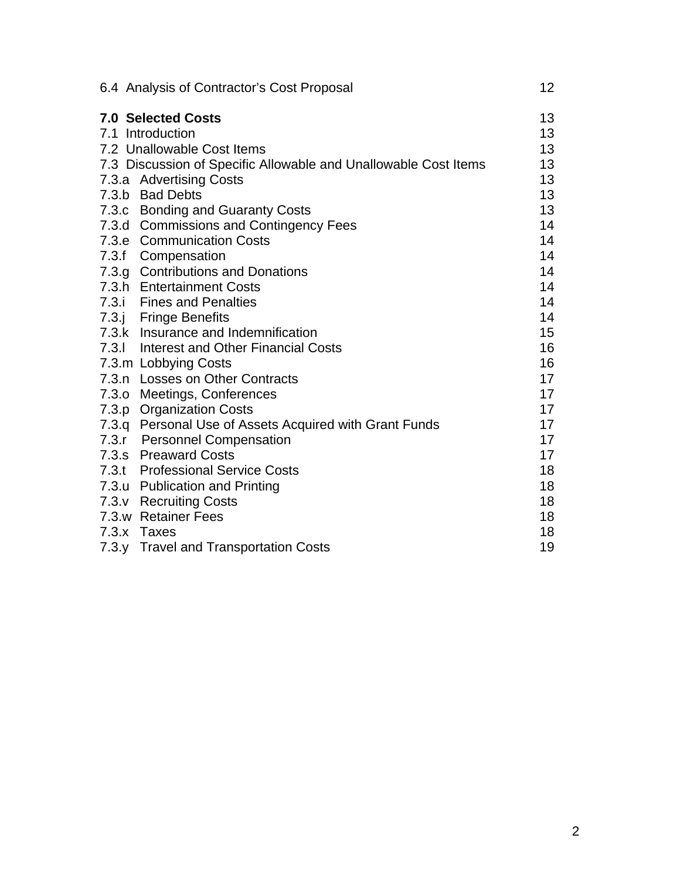| | |
|---|---|
| 6.4 Analysis of Contractor's Cost Proposal | 12 |
| **7.0 Selected Costs** | 13 |
| 7.1 Introduction | 13 |
| 7.2 Unallowable Cost Items | 13 |
| 7.3 Discussion of Specific Allowable and Unallowable Cost Items | 13 |
| 7.3.a Advertising Costs | 13 |
| 7.3.b Bad Debts | 13 |
| 7.3.c Bonding and Guaranty Costs | 13 |
| 7.3.d Commissions and Contingency Fees | 14 |
| 7.3.e Communication Costs | 14 |
| 7.3.f Compensation | 14 |
| 7.3.g Contributions and Donations | 14 |
| 7.3.h Entertainment Costs | 14 |
| 7.3.i Fines and Penalties | 14 |
| 7.3.j Fringe Benefits | 14 |
| 7.3.k Insurance and Indemnification | 15 |
| 7.3.l Interest and Other Financial Costs | 16 |
| 7.3.m Lobbying Costs | 16 |
| 7.3.n Losses on Other Contracts | 17 |
| 7.3.o Meetings, Conferences | 17 |
| 7.3.p Organization Costs | 17 |
| 7.3.q Personal Use of Assets Acquired with Grant Funds | 17 |
| 7.3.r Personnel Compensation | 17 |
| 7.3.s Preaward Costs | 17 |
| 7.3.t Professional Service Costs | 18 |
| 7.3.u Publication and Printing | 18 |
| 7.3.v Recruiting Costs | 18 |
| 7.3.w Retainer Fees | 18 |
| 7.3.x Taxes | 18 |
| 7.3.y Travel and Transportation Costs | 19 |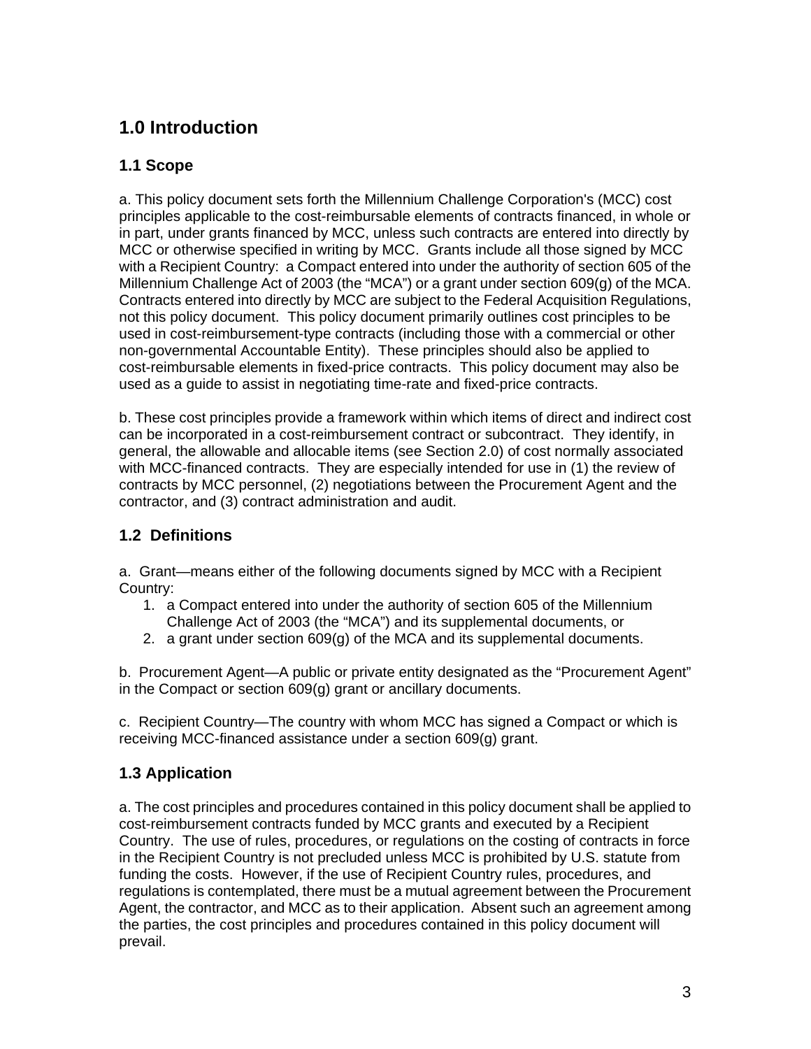# 1.0 Introduction

## 1.1 Scope

a. This policy document sets forth the Millennium Challenge Corporation's (MCC) cost principles applicable to the cost-reimbursable elements of contracts financed, in whole or in part, under grants financed by MCC, unless such contracts are entered into directly by MCC or otherwise specified in writing by MCC. Grants include all those signed by MCC with a Recipient Country: a Compact entered into under the authority of section 605 of the Millennium Challenge Act of 2003 (the "MCA") or a grant under section 609(g) of the MCA. Contracts entered into directly by MCC are subject to the Federal Acquisition Regulations, not this policy document. This policy document primarily outlines cost principles to be used in cost-reimbursement-type contracts (including those with a commercial or other non-governmental Accountable Entity). These principles should also be applied to cost-reimbursable elements in fixed-price contracts. This policy document may also be used as a guide to assist in negotiating time-rate and fixed-price contracts.

b. These cost principles provide a framework within which items of direct and indirect cost can be incorporated in a cost-reimbursement contract or subcontract. They identify, in general, the allowable and allocable items (see Section 2.0) of cost normally associated with MCC-financed contracts. They are especially intended for use in (1) the review of contracts by MCC personnel, (2) negotiations between the Procurement Agent and the contractor, and (3) contract administration and audit.

## 1.2 Definitions

a. Grant—means either of the following documents signed by MCC with a Recipient Country:

1. a Compact entered into under the authority of section 605 of the Millennium Challenge Act of 2003 (the "MCA") and its supplemental documents, or
2. a grant under section 609(g) of the MCA and its supplemental documents.

b. Procurement Agent—A public or private entity designated as the "Procurement Agent" in the Compact or section 609(g) grant or ancillary documents.

c. Recipient Country—The country with whom MCC has signed a Compact or which is receiving MCC-financed assistance under a section 609(g) grant.

## 1.3 Application

a. The cost principles and procedures contained in this policy document shall be applied to cost-reimbursement contracts funded by MCC grants and executed by a Recipient Country. The use of rules, procedures, or regulations on the costing of contracts in force in the Recipient Country is not precluded unless MCC is prohibited by U.S. statute from funding the costs. However, if the use of Recipient Country rules, procedures, and regulations is contemplated, there must be a mutual agreement between the Procurement Agent, the contractor, and MCC as to their application. Absent such an agreement among the parties, the cost principles and procedures contained in this policy document will prevail.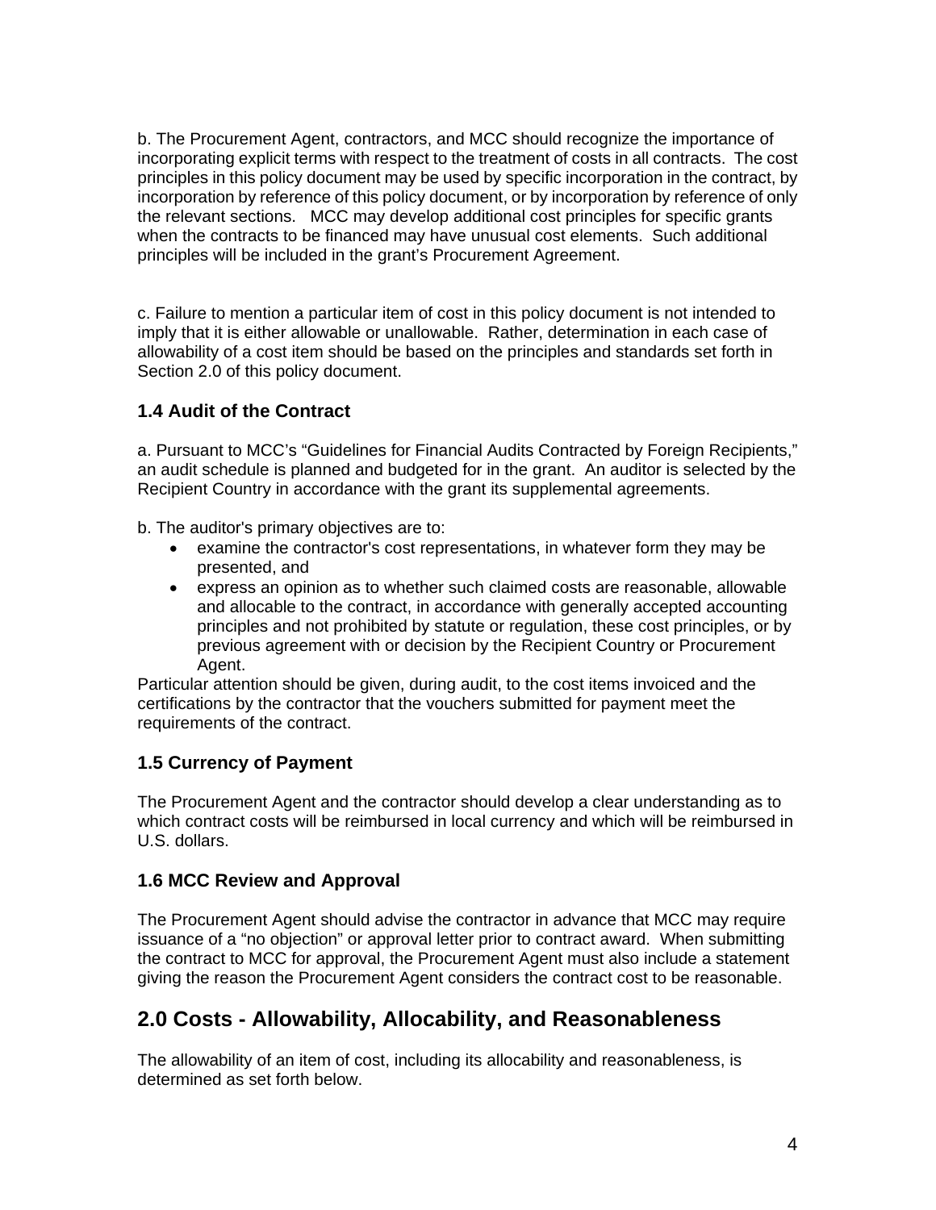b. The Procurement Agent, contractors, and MCC should recognize the importance of incorporating explicit terms with respect to the treatment of costs in all contracts. The cost principles in this policy document may be used by specific incorporation in the contract, by incorporation by reference of this policy document, or by incorporation by reference of only the relevant sections. MCC may develop additional cost principles for specific grants when the contracts to be financed may have unusual cost elements. Such additional principles will be included in the grant's Procurement Agreement.

c. Failure to mention a particular item of cost in this policy document is not intended to imply that it is either allowable or unallowable. Rather, determination in each case of allowability of a cost item should be based on the principles and standards set forth in Section 2.0 of this policy document.

### 1.4 Audit of the Contract

a. Pursuant to MCC's "Guidelines for Financial Audits Contracted by Foreign Recipients," an audit schedule is planned and budgeted for in the grant. An auditor is selected by the Recipient Country in accordance with the grant its supplemental agreements.

b. The auditor's primary objectives are to:

- examine the contractor's cost representations, in whatever form they may be presented, and
- express an opinion as to whether such claimed costs are reasonable, allowable and allocable to the contract, in accordance with generally accepted accounting principles and not prohibited by statute or regulation, these cost principles, or by previous agreement with or decision by the Recipient Country or Procurement Agent.

Particular attention should be given, during audit, to the cost items invoiced and the certifications by the contractor that the vouchers submitted for payment meet the requirements of the contract.

### 1.5 Currency of Payment

The Procurement Agent and the contractor should develop a clear understanding as to which contract costs will be reimbursed in local currency and which will be reimbursed in U.S. dollars.

### 1.6 MCC Review and Approval

The Procurement Agent should advise the contractor in advance that MCC may require issuance of a "no objection" or approval letter prior to contract award. When submitting the contract to MCC for approval, the Procurement Agent must also include a statement giving the reason the Procurement Agent considers the contract cost to be reasonable.

## 2.0 Costs - Allowability, Allocability, and Reasonableness

The allowability of an item of cost, including its allocability and reasonableness, is determined as set forth below.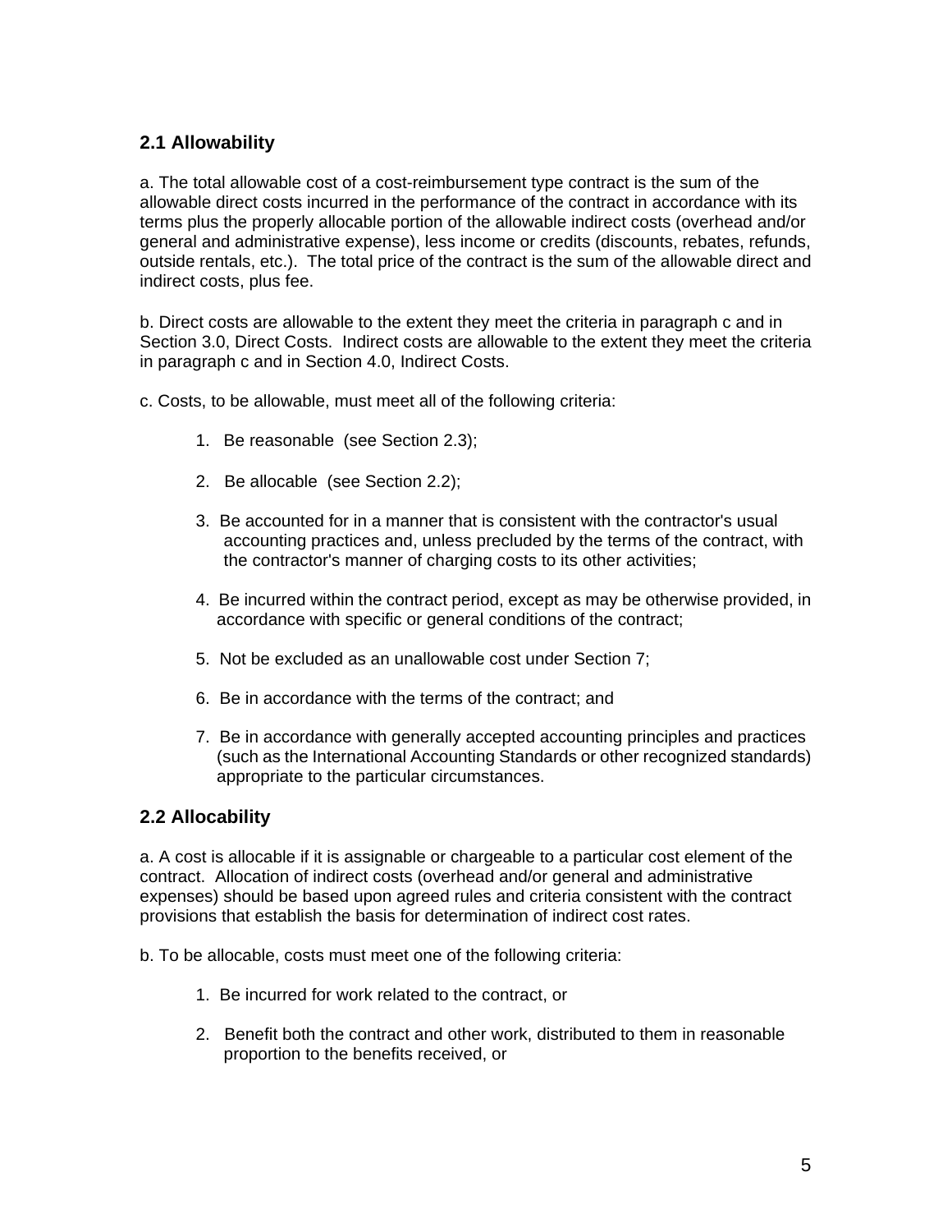## 2.1 Allowability

a. The total allowable cost of a cost-reimbursement type contract is the sum of the allowable direct costs incurred in the performance of the contract in accordance with its terms plus the properly allocable portion of the allowable indirect costs (overhead and/or general and administrative expense), less income or credits (discounts, rebates, refunds, outside rentals, etc.). The total price of the contract is the sum of the allowable direct and indirect costs, plus fee.

b. Direct costs are allowable to the extent they meet the criteria in paragraph c and in Section 3.0, Direct Costs. Indirect costs are allowable to the extent they meet the criteria in paragraph c and in Section 4.0, Indirect Costs.

c. Costs, to be allowable, must meet all of the following criteria:

1. Be reasonable (see Section 2.3);
2. Be allocable (see Section 2.2);
3. Be accounted for in a manner that is consistent with the contractor's usual accounting practices and, unless precluded by the terms of the contract, with the contractor's manner of charging costs to its other activities;
4. Be incurred within the contract period, except as may be otherwise provided, in accordance with specific or general conditions of the contract;
5. Not be excluded as an unallowable cost under Section 7;
6. Be in accordance with the terms of the contract; and
7. Be in accordance with generally accepted accounting principles and practices (such as the International Accounting Standards or other recognized standards) appropriate to the particular circumstances.

## 2.2 Allocability

a. A cost is allocable if it is assignable or chargeable to a particular cost element of the contract. Allocation of indirect costs (overhead and/or general and administrative expenses) should be based upon agreed rules and criteria consistent with the contract provisions that establish the basis for determination of indirect cost rates.

b. To be allocable, costs must meet one of the following criteria:

1. Be incurred for work related to the contract, or
2. Benefit both the contract and other work, distributed to them in reasonable proportion to the benefits received, or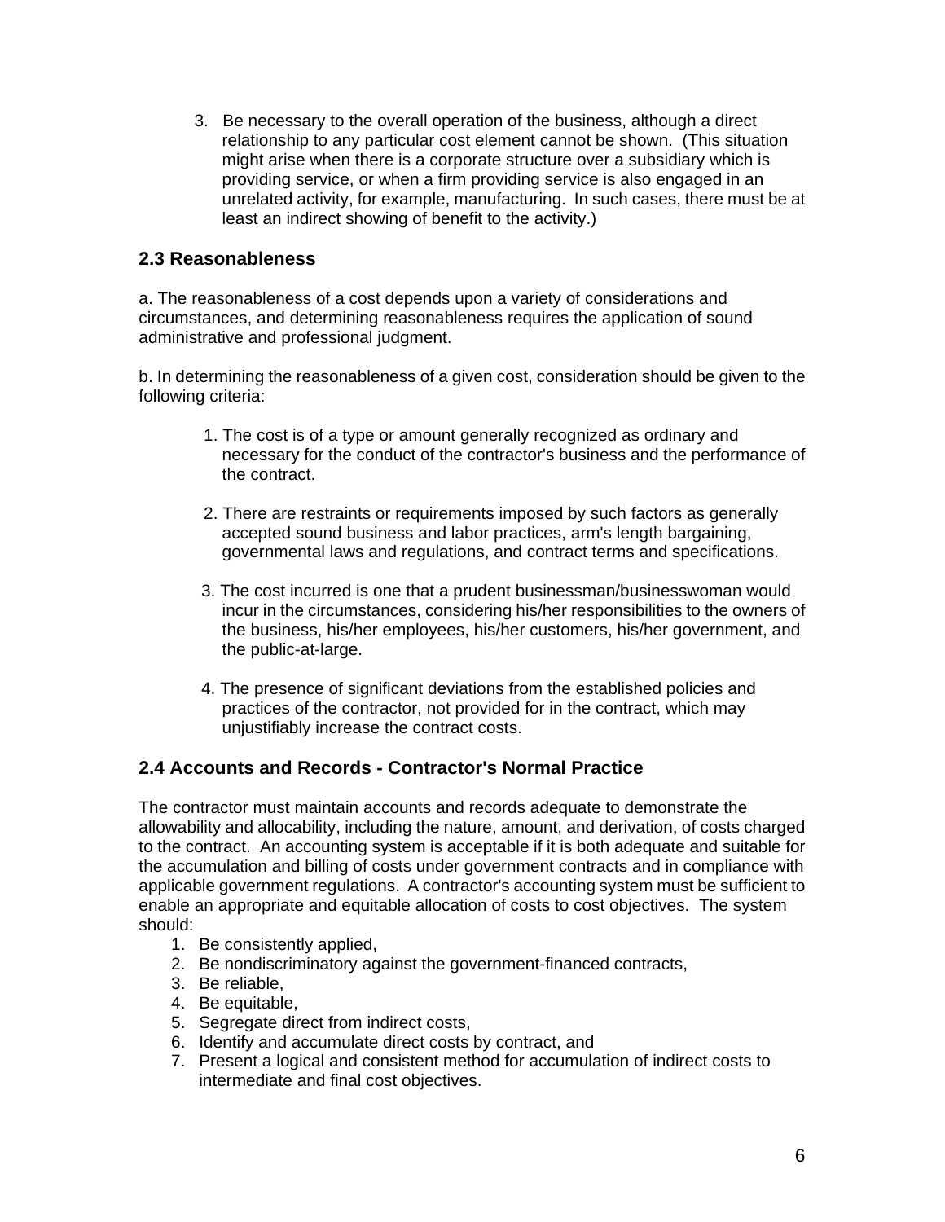3. Be necessary to the overall operation of the business, although a direct relationship to any particular cost element cannot be shown. (This situation might arise when there is a corporate structure over a subsidiary which is providing service, or when a firm providing service is also engaged in an unrelated activity, for example, manufacturing. In such cases, there must be at least an indirect showing of benefit to the activity.)

### 2.3 Reasonableness

a. The reasonableness of a cost depends upon a variety of considerations and circumstances, and determining reasonableness requires the application of sound administrative and professional judgment.

b. In determining the reasonableness of a given cost, consideration should be given to the following criteria:

1. The cost is of a type or amount generally recognized as ordinary and necessary for the conduct of the contractor's business and the performance of the contract.

2. There are restraints or requirements imposed by such factors as generally accepted sound business and labor practices, arm's length bargaining, governmental laws and regulations, and contract terms and specifications.

3. The cost incurred is one that a prudent businessman/businesswoman would incur in the circumstances, considering his/her responsibilities to the owners of the business, his/her employees, his/her customers, his/her government, and the public-at-large.

4. The presence of significant deviations from the established policies and practices of the contractor, not provided for in the contract, which may unjustifiably increase the contract costs.

### 2.4 Accounts and Records - Contractor's Normal Practice

The contractor must maintain accounts and records adequate to demonstrate the allowability and allocability, including the nature, amount, and derivation, of costs charged to the contract. An accounting system is acceptable if it is both adequate and suitable for the accumulation and billing of costs under government contracts and in compliance with applicable government regulations. A contractor's accounting system must be sufficient to enable an appropriate and equitable allocation of costs to cost objectives. The system should:

1. Be consistently applied,
2. Be nondiscriminatory against the government-financed contracts,
3. Be reliable,
4. Be equitable,
5. Segregate direct from indirect costs,
6. Identify and accumulate direct costs by contract, and
7. Present a logical and consistent method for accumulation of indirect costs to intermediate and final cost objectives.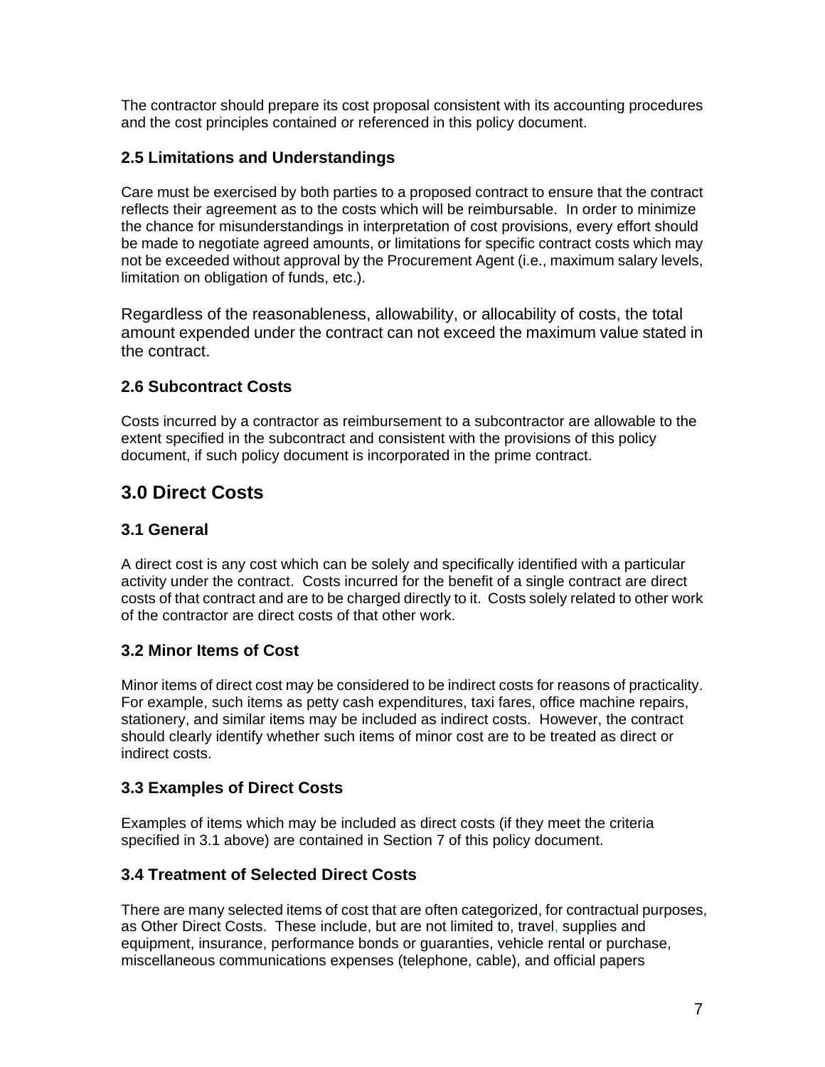The contractor should prepare its cost proposal consistent with its accounting procedures and the cost principles contained or referenced in this policy document.

### 2.5 Limitations and Understandings

Care must be exercised by both parties to a proposed contract to ensure that the contract reflects their agreement as to the costs which will be reimbursable. In order to minimize the chance for misunderstandings in interpretation of cost provisions, every effort should be made to negotiate agreed amounts, or limitations for specific contract costs which may not be exceeded without approval by the Procurement Agent (i.e., maximum salary levels, limitation on obligation of funds, etc.).

Regardless of the reasonableness, allowability, or allocability of costs, the total amount expended under the contract can not exceed the maximum value stated in the contract.

### 2.6 Subcontract Costs

Costs incurred by a contractor as reimbursement to a subcontractor are allowable to the extent specified in the subcontract and consistent with the provisions of this policy document, if such policy document is incorporated in the prime contract.

## 3.0 Direct Costs

### 3.1 General

A direct cost is any cost which can be solely and specifically identified with a particular activity under the contract. Costs incurred for the benefit of a single contract are direct costs of that contract and are to be charged directly to it. Costs solely related to other work of the contractor are direct costs of that other work.

### 3.2 Minor Items of Cost

Minor items of direct cost may be considered to be indirect costs for reasons of practicality. For example, such items as petty cash expenditures, taxi fares, office machine repairs, stationery, and similar items may be included as indirect costs. However, the contract should clearly identify whether such items of minor cost are to be treated as direct or indirect costs.

### 3.3 Examples of Direct Costs

Examples of items which may be included as direct costs (if they meet the criteria specified in 3.1 above) are contained in Section 7 of this policy document.

### 3.4 Treatment of Selected Direct Costs

There are many selected items of cost that are often categorized, for contractual purposes, as Other Direct Costs. These include, but are not limited to, travel, supplies and equipment, insurance, performance bonds or guaranties, vehicle rental or purchase, miscellaneous communications expenses (telephone, cable), and official papers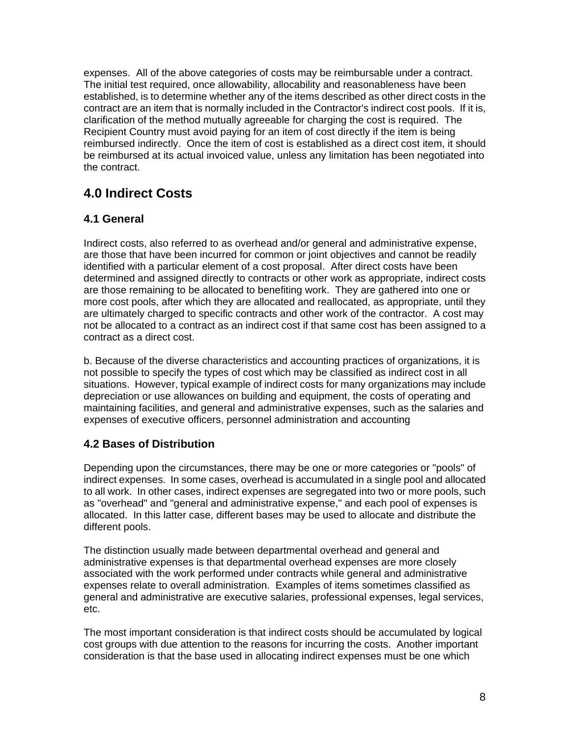expenses. All of the above categories of costs may be reimbursable under a contract. The initial test required, once allowability, allocability and reasonableness have been established, is to determine whether any of the items described as other direct costs in the contract are an item that is normally included in the Contractor's indirect cost pools. If it is, clarification of the method mutually agreeable for charging the cost is required. The Recipient Country must avoid paying for an item of cost directly if the item is being reimbursed indirectly. Once the item of cost is established as a direct cost item, it should be reimbursed at its actual invoiced value, unless any limitation has been negotiated into the contract.

## 4.0 Indirect Costs

### 4.1 General

Indirect costs, also referred to as overhead and/or general and administrative expense, are those that have been incurred for common or joint objectives and cannot be readily identified with a particular element of a cost proposal. After direct costs have been determined and assigned directly to contracts or other work as appropriate, indirect costs are those remaining to be allocated to benefiting work. They are gathered into one or more cost pools, after which they are allocated and reallocated, as appropriate, until they are ultimately charged to specific contracts and other work of the contractor. A cost may not be allocated to a contract as an indirect cost if that same cost has been assigned to a contract as a direct cost.

b. Because of the diverse characteristics and accounting practices of organizations, it is not possible to specify the types of cost which may be classified as indirect cost in all situations. However, typical example of indirect costs for many organizations may include depreciation or use allowances on building and equipment, the costs of operating and maintaining facilities, and general and administrative expenses, such as the salaries and expenses of executive officers, personnel administration and accounting

### 4.2 Bases of Distribution

Depending upon the circumstances, there may be one or more categories or "pools" of indirect expenses. In some cases, overhead is accumulated in a single pool and allocated to all work. In other cases, indirect expenses are segregated into two or more pools, such as "overhead" and "general and administrative expense," and each pool of expenses is allocated. In this latter case, different bases may be used to allocate and distribute the different pools.

The distinction usually made between departmental overhead and general and administrative expenses is that departmental overhead expenses are more closely associated with the work performed under contracts while general and administrative expenses relate to overall administration. Examples of items sometimes classified as general and administrative are executive salaries, professional expenses, legal services, etc.

The most important consideration is that indirect costs should be accumulated by logical cost groups with due attention to the reasons for incurring the costs. Another important consideration is that the base used in allocating indirect expenses must be one which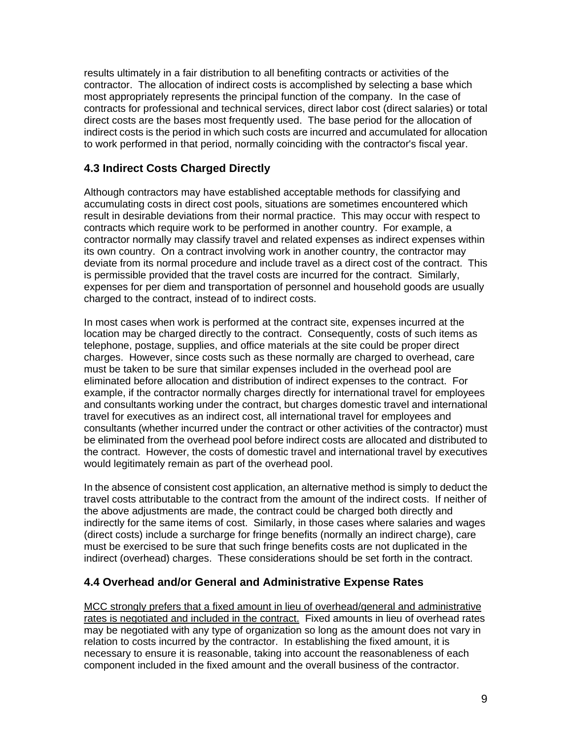results ultimately in a fair distribution to all benefiting contracts or activities of the contractor. The allocation of indirect costs is accomplished by selecting a base which most appropriately represents the principal function of the company. In the case of contracts for professional and technical services, direct labor cost (direct salaries) or total direct costs are the bases most frequently used. The base period for the allocation of indirect costs is the period in which such costs are incurred and accumulated for allocation to work performed in that period, normally coinciding with the contractor's fiscal year.

### 4.3 Indirect Costs Charged Directly

Although contractors may have established acceptable methods for classifying and accumulating costs in direct cost pools, situations are sometimes encountered which result in desirable deviations from their normal practice. This may occur with respect to contracts which require work to be performed in another country. For example, a contractor normally may classify travel and related expenses as indirect expenses within its own country. On a contract involving work in another country, the contractor may deviate from its normal procedure and include travel as a direct cost of the contract. This is permissible provided that the travel costs are incurred for the contract. Similarly, expenses for per diem and transportation of personnel and household goods are usually charged to the contract, instead of to indirect costs.

In most cases when work is performed at the contract site, expenses incurred at the location may be charged directly to the contract. Consequently, costs of such items as telephone, postage, supplies, and office materials at the site could be proper direct charges. However, since costs such as these normally are charged to overhead, care must be taken to be sure that similar expenses included in the overhead pool are eliminated before allocation and distribution of indirect expenses to the contract. For example, if the contractor normally charges directly for international travel for employees and consultants working under the contract, but charges domestic travel and international travel for executives as an indirect cost, all international travel for employees and consultants (whether incurred under the contract or other activities of the contractor) must be eliminated from the overhead pool before indirect costs are allocated and distributed to the contract. However, the costs of domestic travel and international travel by executives would legitimately remain as part of the overhead pool.

In the absence of consistent cost application, an alternative method is simply to deduct the travel costs attributable to the contract from the amount of the indirect costs. If neither of the above adjustments are made, the contract could be charged both directly and indirectly for the same items of cost. Similarly, in those cases where salaries and wages (direct costs) include a surcharge for fringe benefits (normally an indirect charge), care must be exercised to be sure that such fringe benefits costs are not duplicated in the indirect (overhead) charges. These considerations should be set forth in the contract.

### 4.4 Overhead and/or General and Administrative Expense Rates

<u>MCC strongly prefers that a fixed amount in lieu of overhead/general and administrative rates is negotiated and included in the contract.</u> Fixed amounts in lieu of overhead rates may be negotiated with any type of organization so long as the amount does not vary in relation to costs incurred by the contractor. In establishing the fixed amount, it is necessary to ensure it is reasonable, taking into account the reasonableness of each component included in the fixed amount and the overall business of the contractor.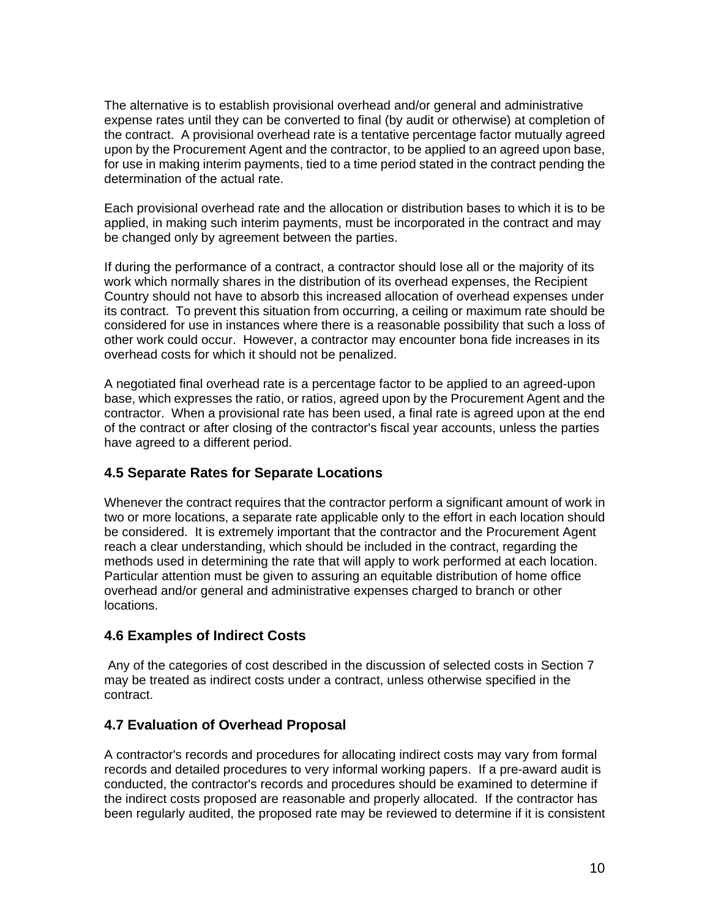The alternative is to establish provisional overhead and/or general and administrative expense rates until they can be converted to final (by audit or otherwise) at completion of the contract. A provisional overhead rate is a tentative percentage factor mutually agreed upon by the Procurement Agent and the contractor, to be applied to an agreed upon base, for use in making interim payments, tied to a time period stated in the contract pending the determination of the actual rate.

Each provisional overhead rate and the allocation or distribution bases to which it is to be applied, in making such interim payments, must be incorporated in the contract and may be changed only by agreement between the parties.

If during the performance of a contract, a contractor should lose all or the majority of its work which normally shares in the distribution of its overhead expenses, the Recipient Country should not have to absorb this increased allocation of overhead expenses under its contract. To prevent this situation from occurring, a ceiling or maximum rate should be considered for use in instances where there is a reasonable possibility that such a loss of other work could occur. However, a contractor may encounter bona fide increases in its overhead costs for which it should not be penalized.

A negotiated final overhead rate is a percentage factor to be applied to an agreed-upon base, which expresses the ratio, or ratios, agreed upon by the Procurement Agent and the contractor. When a provisional rate has been used, a final rate is agreed upon at the end of the contract or after closing of the contractor's fiscal year accounts, unless the parties have agreed to a different period.

### 4.5 Separate Rates for Separate Locations

Whenever the contract requires that the contractor perform a significant amount of work in two or more locations, a separate rate applicable only to the effort in each location should be considered. It is extremely important that the contractor and the Procurement Agent reach a clear understanding, which should be included in the contract, regarding the methods used in determining the rate that will apply to work performed at each location. Particular attention must be given to assuring an equitable distribution of home office overhead and/or general and administrative expenses charged to branch or other locations.

### 4.6 Examples of Indirect Costs

Any of the categories of cost described in the discussion of selected costs in Section 7 may be treated as indirect costs under a contract, unless otherwise specified in the contract.

### 4.7 Evaluation of Overhead Proposal

A contractor's records and procedures for allocating indirect costs may vary from formal records and detailed procedures to very informal working papers. If a pre-award audit is conducted, the contractor's records and procedures should be examined to determine if the indirect costs proposed are reasonable and properly allocated. If the contractor has been regularly audited, the proposed rate may be reviewed to determine if it is consistent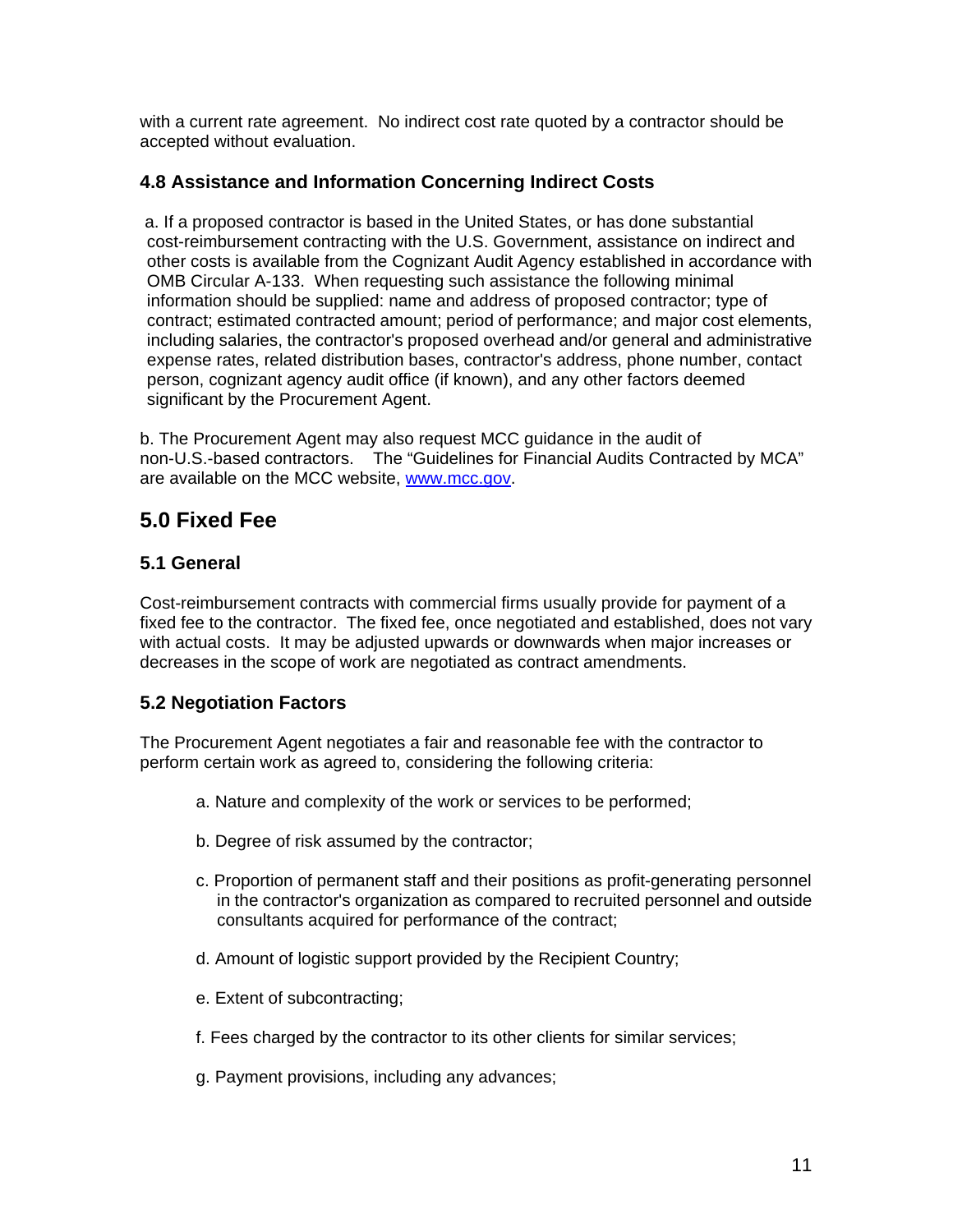with a current rate agreement. No indirect cost rate quoted by a contractor should be accepted without evaluation.

### 4.8 Assistance and Information Concerning Indirect Costs

a. If a proposed contractor is based in the United States, or has done substantial cost-reimbursement contracting with the U.S. Government, assistance on indirect and other costs is available from the Cognizant Audit Agency established in accordance with OMB Circular A-133. When requesting such assistance the following minimal information should be supplied: name and address of proposed contractor; type of contract; estimated contracted amount; period of performance; and major cost elements, including salaries, the contractor's proposed overhead and/or general and administrative expense rates, related distribution bases, contractor's address, phone number, contact person, cognizant agency audit office (if known), and any other factors deemed significant by the Procurement Agent.

b. The Procurement Agent may also request MCC guidance in the audit of non-U.S.-based contractors. The "Guidelines for Financial Audits Contracted by MCA" are available on the MCC website, [www.mcc.gov](http://www.mcc.gov).

## 5.0 Fixed Fee

### 5.1 General

Cost-reimbursement contracts with commercial firms usually provide for payment of a fixed fee to the contractor. The fixed fee, once negotiated and established, does not vary with actual costs. It may be adjusted upwards or downwards when major increases or decreases in the scope of work are negotiated as contract amendments.

### 5.2 Negotiation Factors

The Procurement Agent negotiates a fair and reasonable fee with the contractor to perform certain work as agreed to, considering the following criteria:

a. Nature and complexity of the work or services to be performed;

b. Degree of risk assumed by the contractor;

c. Proportion of permanent staff and their positions as profit-generating personnel in the contractor's organization as compared to recruited personnel and outside consultants acquired for performance of the contract;

d. Amount of logistic support provided by the Recipient Country;

e. Extent of subcontracting;

f. Fees charged by the contractor to its other clients for similar services;

g. Payment provisions, including any advances;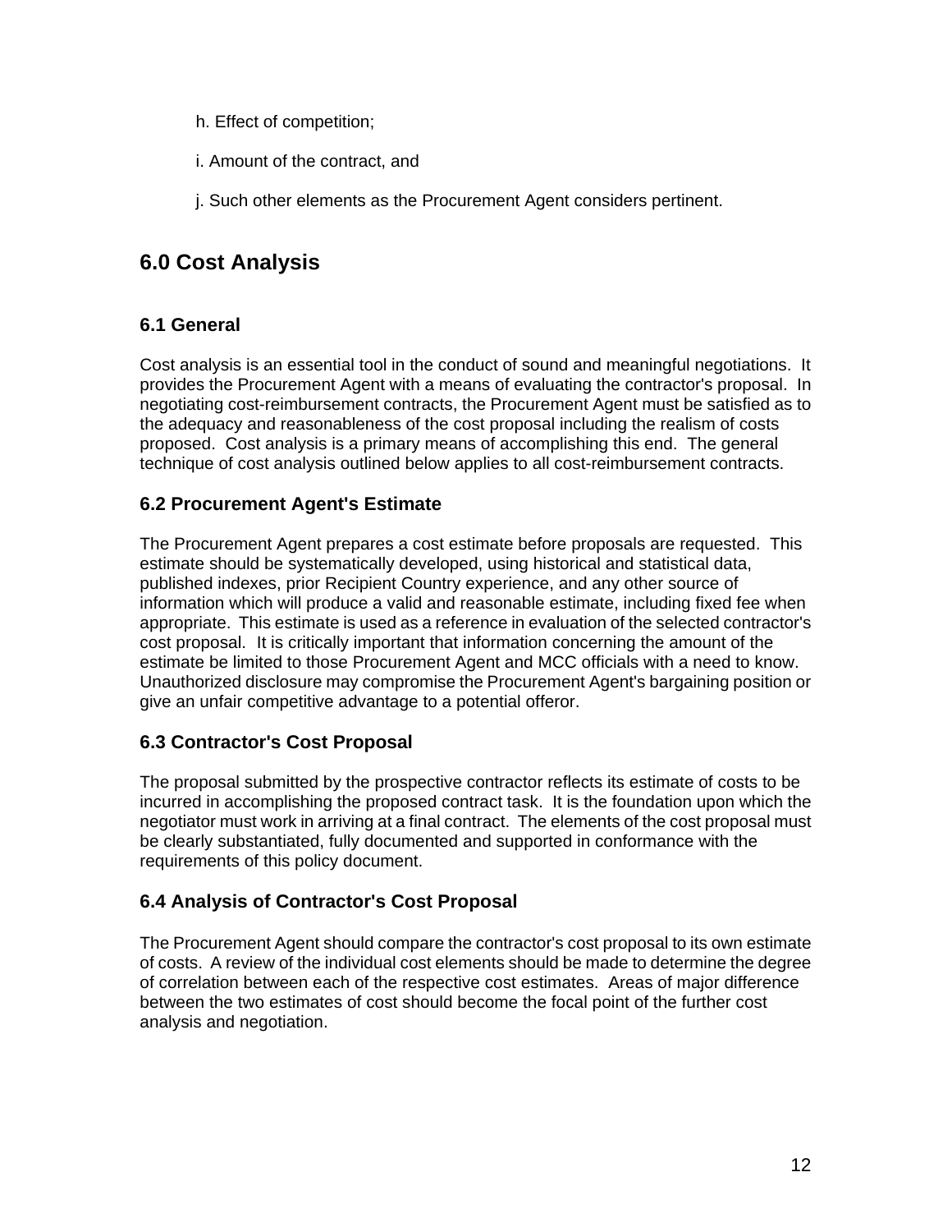h. Effect of competition;

i. Amount of the contract, and

j. Such other elements as the Procurement Agent considers pertinent.

## 6.0 Cost Analysis

### 6.1 General

Cost analysis is an essential tool in the conduct of sound and meaningful negotiations. It provides the Procurement Agent with a means of evaluating the contractor's proposal. In negotiating cost-reimbursement contracts, the Procurement Agent must be satisfied as to the adequacy and reasonableness of the cost proposal including the realism of costs proposed. Cost analysis is a primary means of accomplishing this end. The general technique of cost analysis outlined below applies to all cost-reimbursement contracts.

### 6.2 Procurement Agent's Estimate

The Procurement Agent prepares a cost estimate before proposals are requested. This estimate should be systematically developed, using historical and statistical data, published indexes, prior Recipient Country experience, and any other source of information which will produce a valid and reasonable estimate, including fixed fee when appropriate. This estimate is used as a reference in evaluation of the selected contractor's cost proposal. It is critically important that information concerning the amount of the estimate be limited to those Procurement Agent and MCC officials with a need to know. Unauthorized disclosure may compromise the Procurement Agent's bargaining position or give an unfair competitive advantage to a potential offeror.

### 6.3 Contractor's Cost Proposal

The proposal submitted by the prospective contractor reflects its estimate of costs to be incurred in accomplishing the proposed contract task. It is the foundation upon which the negotiator must work in arriving at a final contract. The elements of the cost proposal must be clearly substantiated, fully documented and supported in conformance with the requirements of this policy document.

### 6.4 Analysis of Contractor's Cost Proposal

The Procurement Agent should compare the contractor's cost proposal to its own estimate of costs. A review of the individual cost elements should be made to determine the degree of correlation between each of the respective cost estimates. Areas of major difference between the two estimates of cost should become the focal point of the further cost analysis and negotiation.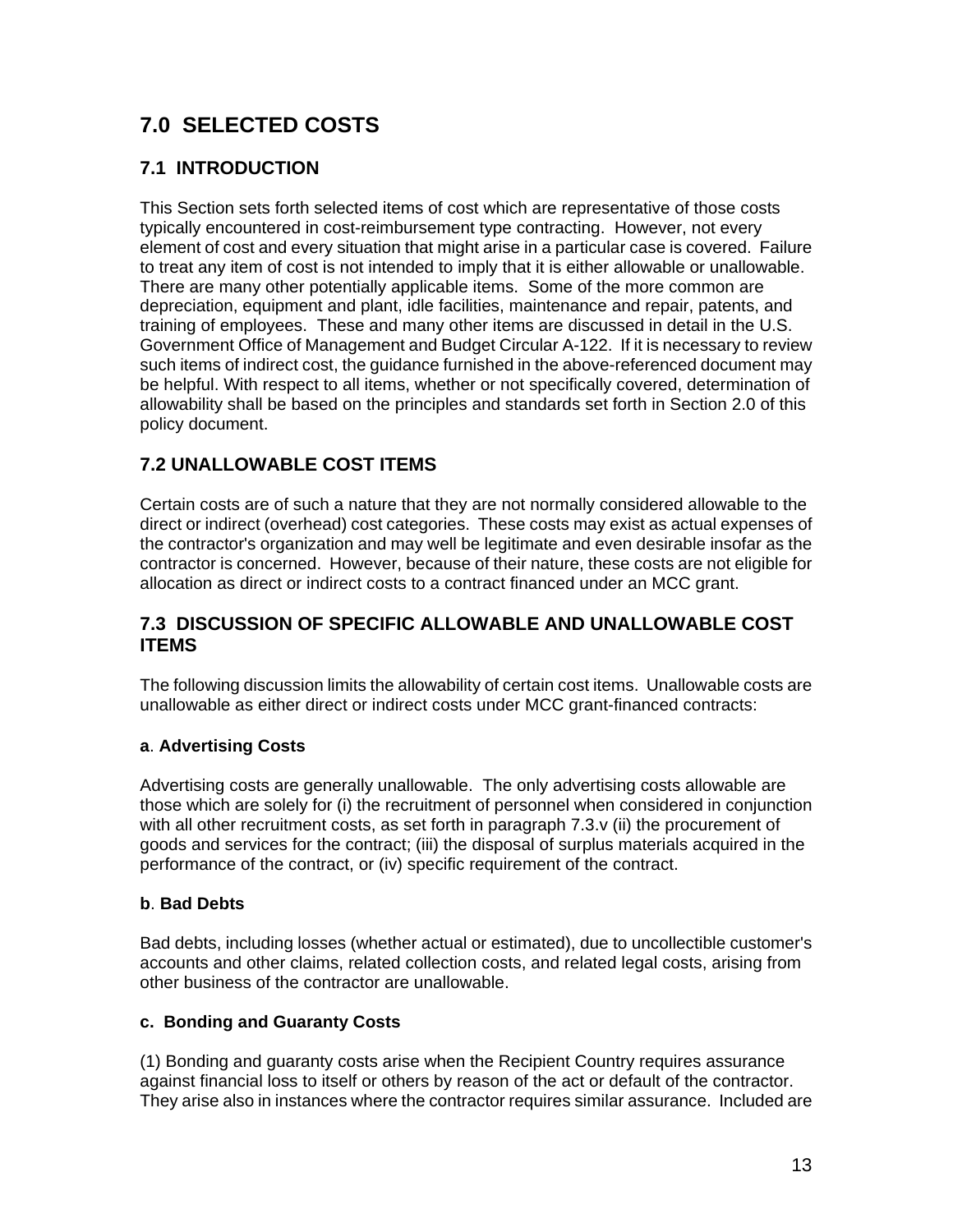# 7.0 SELECTED COSTS

## 7.1 INTRODUCTION

This Section sets forth selected items of cost which are representative of those costs typically encountered in cost-reimbursement type contracting. However, not every element of cost and every situation that might arise in a particular case is covered. Failure to treat any item of cost is not intended to imply that it is either allowable or unallowable. There are many other potentially applicable items. Some of the more common are depreciation, equipment and plant, idle facilities, maintenance and repair, patents, and training of employees. These and many other items are discussed in detail in the U.S. Government Office of Management and Budget Circular A-122. If it is necessary to review such items of indirect cost, the guidance furnished in the above-referenced document may be helpful. With respect to all items, whether or not specifically covered, determination of allowability shall be based on the principles and standards set forth in Section 2.0 of this policy document.

## 7.2 UNALLOWABLE COST ITEMS

Certain costs are of such a nature that they are not normally considered allowable to the direct or indirect (overhead) cost categories. These costs may exist as actual expenses of the contractor's organization and may well be legitimate and even desirable insofar as the contractor is concerned. However, because of their nature, these costs are not eligible for allocation as direct or indirect costs to a contract financed under an MCC grant.

## 7.3 DISCUSSION OF SPECIFIC ALLOWABLE AND UNALLOWABLE COST ITEMS

The following discussion limits the allowability of certain cost items. Unallowable costs are unallowable as either direct or indirect costs under MCC grant-financed contracts:

**a**. **Advertising Costs**

Advertising costs are generally unallowable. The only advertising costs allowable are those which are solely for (i) the recruitment of personnel when considered in conjunction with all other recruitment costs, as set forth in paragraph 7.3.v (ii) the procurement of goods and services for the contract; (iii) the disposal of surplus materials acquired in the performance of the contract, or (iv) specific requirement of the contract.

**b**. **Bad Debts**

Bad debts, including losses (whether actual or estimated), due to uncollectible customer's accounts and other claims, related collection costs, and related legal costs, arising from other business of the contractor are unallowable.

**c. Bonding and Guaranty Costs**

(1) Bonding and guaranty costs arise when the Recipient Country requires assurance against financial loss to itself or others by reason of the act or default of the contractor. They arise also in instances where the contractor requires similar assurance. Included are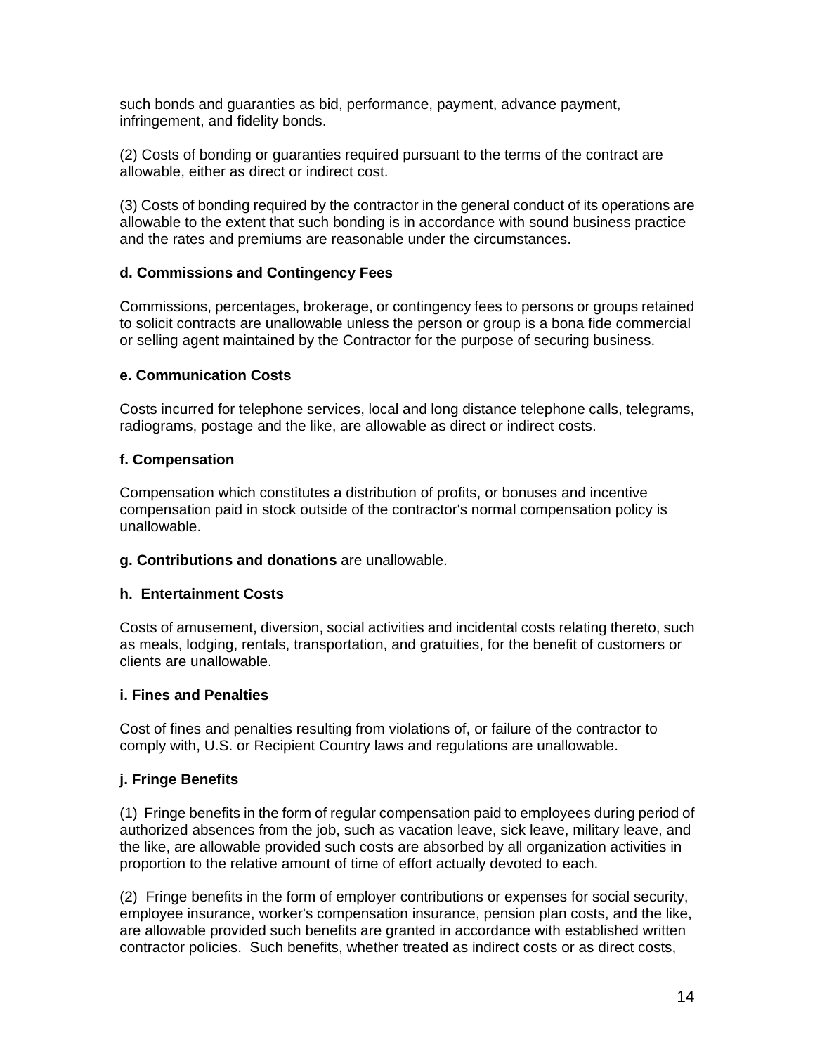such bonds and guaranties as bid, performance, payment, advance payment, infringement, and fidelity bonds.

(2) Costs of bonding or guaranties required pursuant to the terms of the contract are allowable, either as direct or indirect cost.

(3) Costs of bonding required by the contractor in the general conduct of its operations are allowable to the extent that such bonding is in accordance with sound business practice and the rates and premiums are reasonable under the circumstances.

**d. Commissions and Contingency Fees**

Commissions, percentages, brokerage, or contingency fees to persons or groups retained to solicit contracts are unallowable unless the person or group is a bona fide commercial or selling agent maintained by the Contractor for the purpose of securing business.

**e. Communication Costs**

Costs incurred for telephone services, local and long distance telephone calls, telegrams, radiograms, postage and the like, are allowable as direct or indirect costs.

**f. Compensation**

Compensation which constitutes a distribution of profits, or bonuses and incentive compensation paid in stock outside of the contractor's normal compensation policy is unallowable.

**g. Contributions and donations** are unallowable.

**h. Entertainment Costs**

Costs of amusement, diversion, social activities and incidental costs relating thereto, such as meals, lodging, rentals, transportation, and gratuities, for the benefit of customers or clients are unallowable.

**i. Fines and Penalties**

Cost of fines and penalties resulting from violations of, or failure of the contractor to comply with, U.S. or Recipient Country laws and regulations are unallowable.

**j. Fringe Benefits**

(1) Fringe benefits in the form of regular compensation paid to employees during period of authorized absences from the job, such as vacation leave, sick leave, military leave, and the like, are allowable provided such costs are absorbed by all organization activities in proportion to the relative amount of time of effort actually devoted to each.

(2) Fringe benefits in the form of employer contributions or expenses for social security, employee insurance, worker's compensation insurance, pension plan costs, and the like, are allowable provided such benefits are granted in accordance with established written contractor policies. Such benefits, whether treated as indirect costs or as direct costs,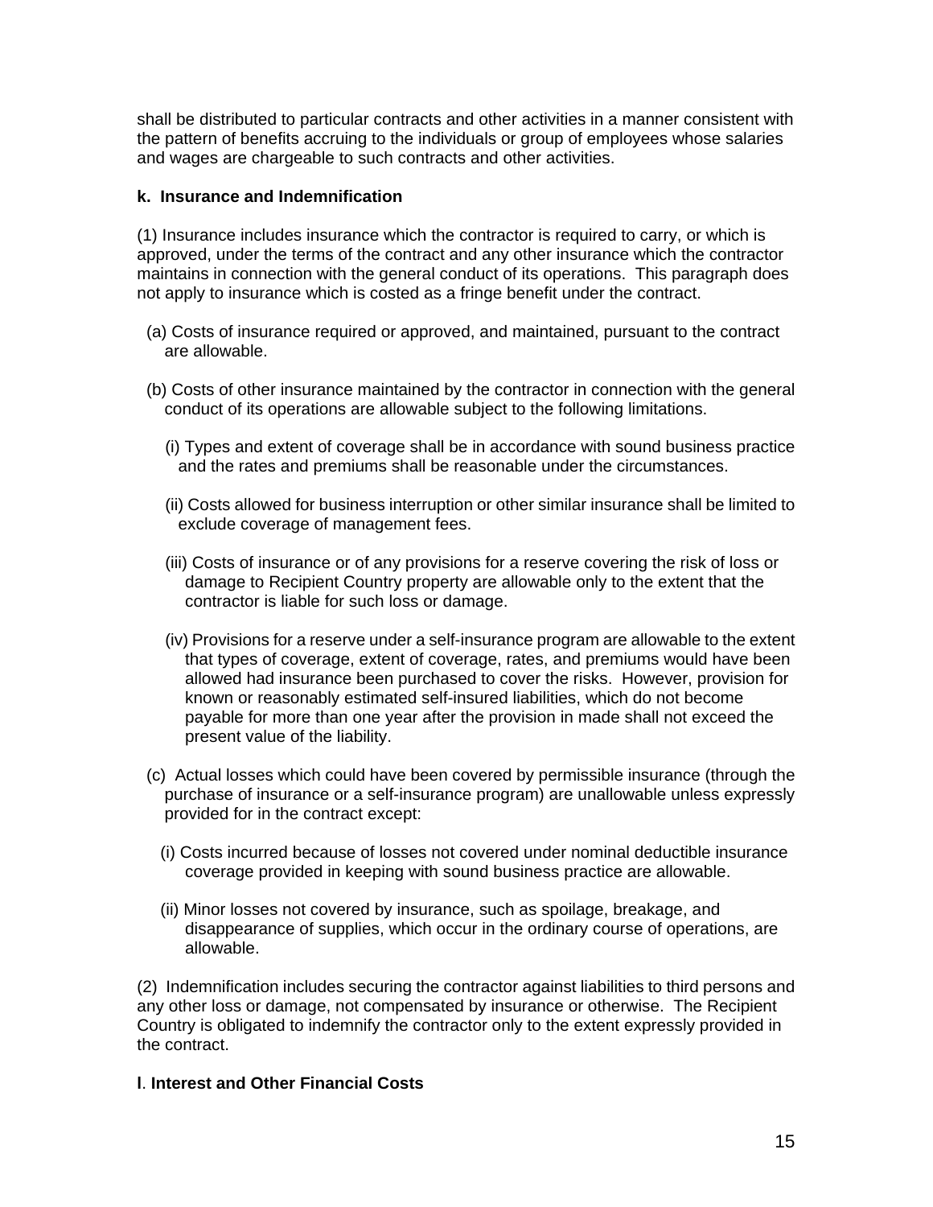shall be distributed to particular contracts and other activities in a manner consistent with the pattern of benefits accruing to the individuals or group of employees whose salaries and wages are chargeable to such contracts and other activities.

**k. Insurance and Indemnification**

(1) Insurance includes insurance which the contractor is required to carry, or which is approved, under the terms of the contract and any other insurance which the contractor maintains in connection with the general conduct of its operations. This paragraph does not apply to insurance which is costed as a fringe benefit under the contract.

(a) Costs of insurance required or approved, and maintained, pursuant to the contract are allowable.

(b) Costs of other insurance maintained by the contractor in connection with the general conduct of its operations are allowable subject to the following limitations.

(i) Types and extent of coverage shall be in accordance with sound business practice and the rates and premiums shall be reasonable under the circumstances.

(ii) Costs allowed for business interruption or other similar insurance shall be limited to exclude coverage of management fees.

(iii) Costs of insurance or of any provisions for a reserve covering the risk of loss or damage to Recipient Country property are allowable only to the extent that the contractor is liable for such loss or damage.

(iv) Provisions for a reserve under a self-insurance program are allowable to the extent that types of coverage, extent of coverage, rates, and premiums would have been allowed had insurance been purchased to cover the risks. However, provision for known or reasonably estimated self-insured liabilities, which do not become payable for more than one year after the provision in made shall not exceed the present value of the liability.

(c) Actual losses which could have been covered by permissible insurance (through the purchase of insurance or a self-insurance program) are unallowable unless expressly provided for in the contract except:

(i) Costs incurred because of losses not covered under nominal deductible insurance coverage provided in keeping with sound business practice are allowable.

(ii) Minor losses not covered by insurance, such as spoilage, breakage, and disappearance of supplies, which occur in the ordinary course of operations, are allowable.

(2) Indemnification includes securing the contractor against liabilities to third persons and any other loss or damage, not compensated by insurance or otherwise. The Recipient Country is obligated to indemnify the contractor only to the extent expressly provided in the contract.

**l. Interest and Other Financial Costs**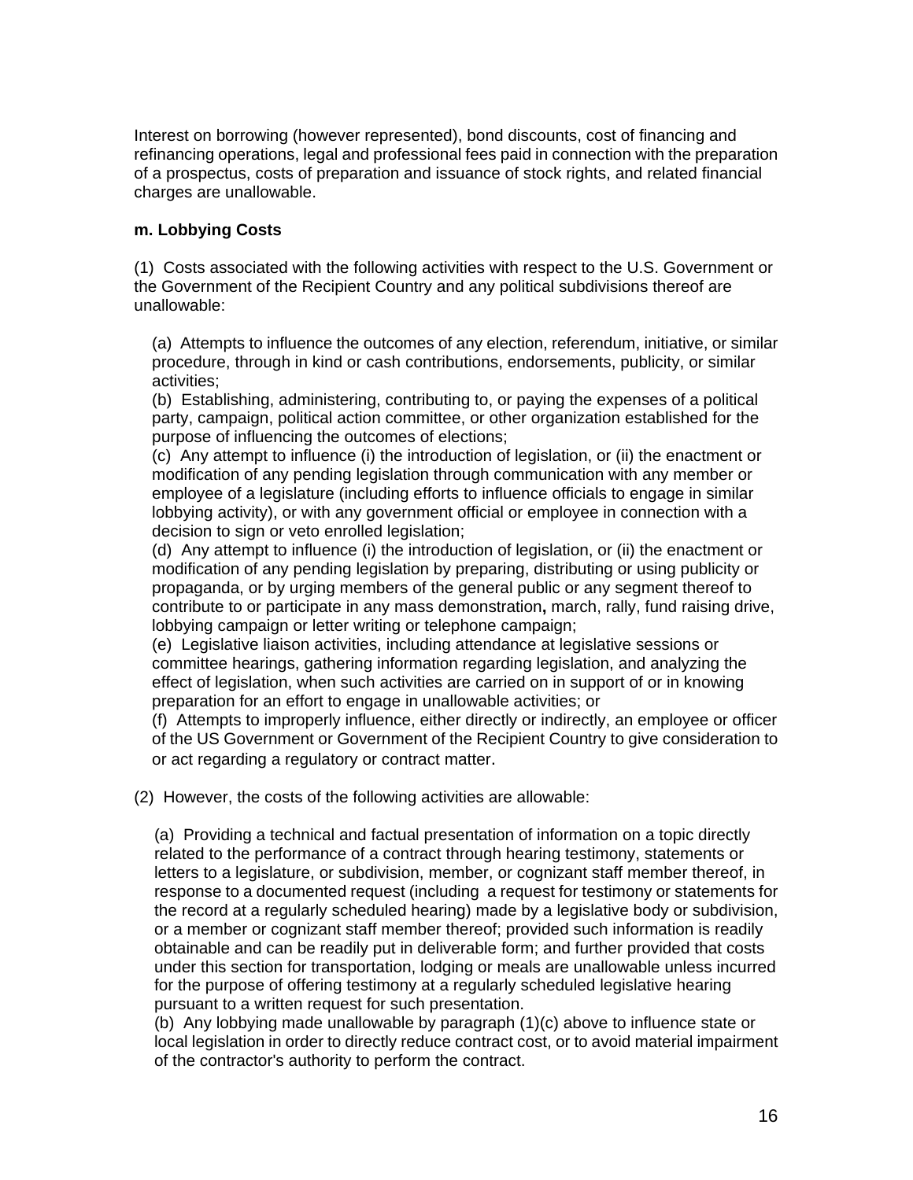Interest on borrowing (however represented), bond discounts, cost of financing and refinancing operations, legal and professional fees paid in connection with the preparation of a prospectus, costs of preparation and issuance of stock rights, and related financial charges are unallowable.

**m. Lobbying Costs**

(1) Costs associated with the following activities with respect to the U.S. Government or the Government of the Recipient Country and any political subdivisions thereof are unallowable:

(a) Attempts to influence the outcomes of any election, referendum, initiative, or similar procedure, through in kind or cash contributions, endorsements, publicity, or similar activities;
(b) Establishing, administering, contributing to, or paying the expenses of a political party, campaign, political action committee, or other organization established for the purpose of influencing the outcomes of elections;
(c) Any attempt to influence (i) the introduction of legislation, or (ii) the enactment or modification of any pending legislation through communication with any member or employee of a legislature (including efforts to influence officials to engage in similar lobbying activity), or with any government official or employee in connection with a decision to sign or veto enrolled legislation;
(d) Any attempt to influence (i) the introduction of legislation, or (ii) the enactment or modification of any pending legislation by preparing, distributing or using publicity or propaganda, or by urging members of the general public or any segment thereof to contribute to or participate in any mass demonstration, march, rally, fund raising drive, lobbying campaign or letter writing or telephone campaign;
(e) Legislative liaison activities, including attendance at legislative sessions or committee hearings, gathering information regarding legislation, and analyzing the effect of legislation, when such activities are carried on in support of or in knowing preparation for an effort to engage in unallowable activities; or
(f) Attempts to improperly influence, either directly or indirectly, an employee or officer of the US Government or Government of the Recipient Country to give consideration to or act regarding a regulatory or contract matter.

(2) However, the costs of the following activities are allowable:

(a) Providing a technical and factual presentation of information on a topic directly related to the performance of a contract through hearing testimony, statements or letters to a legislature, or subdivision, member, or cognizant staff member thereof, in response to a documented request (including a request for testimony or statements for the record at a regularly scheduled hearing) made by a legislative body or subdivision, or a member or cognizant staff member thereof; provided such information is readily obtainable and can be readily put in deliverable form; and further provided that costs under this section for transportation, lodging or meals are unallowable unless incurred for the purpose of offering testimony at a regularly scheduled legislative hearing pursuant to a written request for such presentation.
(b) Any lobbying made unallowable by paragraph (1)(c) above to influence state or local legislation in order to directly reduce contract cost, or to avoid material impairment of the contractor's authority to perform the contract.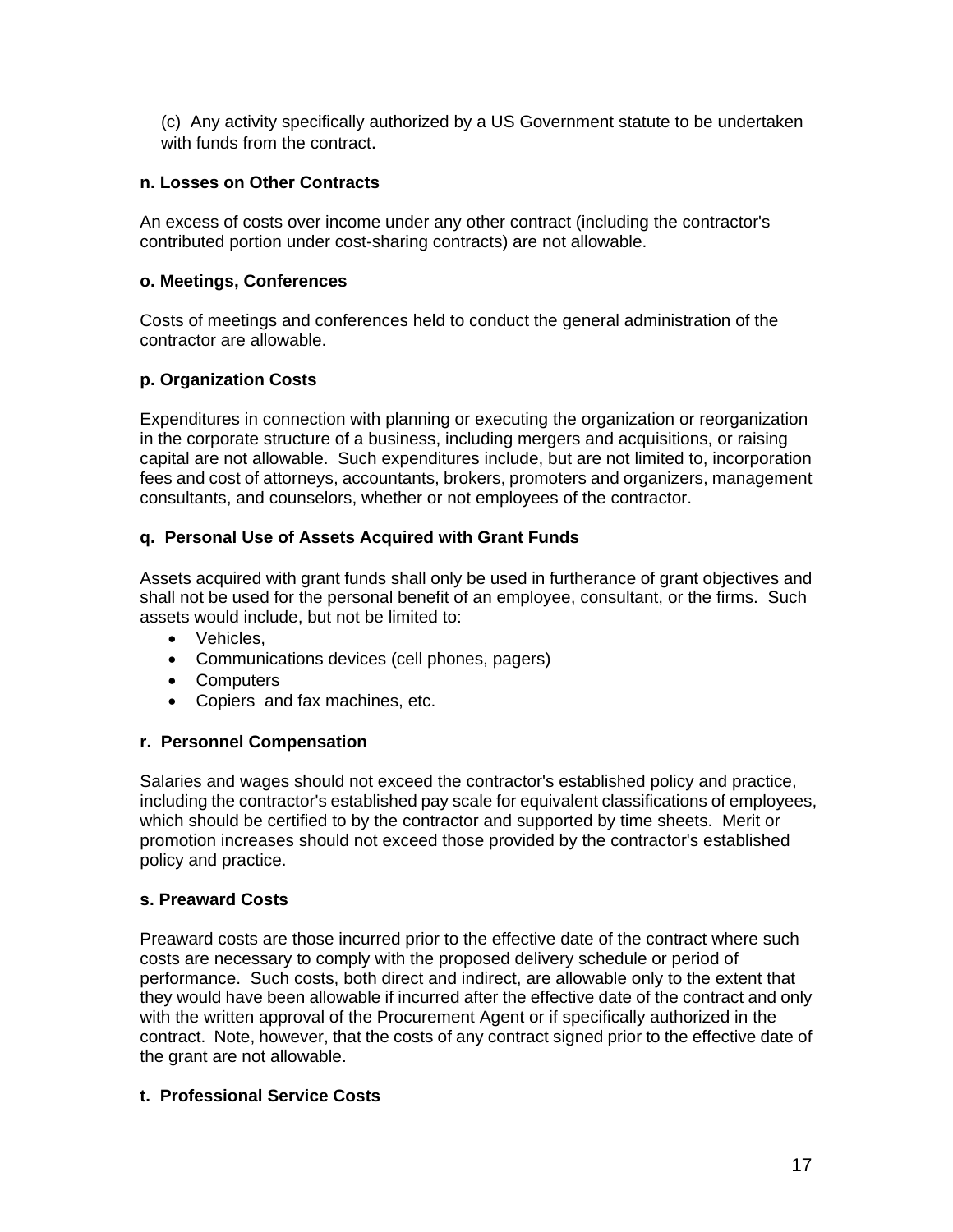(c) Any activity specifically authorized by a US Government statute to be undertaken with funds from the contract.

**n. Losses on Other Contracts**

An excess of costs over income under any other contract (including the contractor's contributed portion under cost-sharing contracts) are not allowable.

**o. Meetings, Conferences**

Costs of meetings and conferences held to conduct the general administration of the contractor are allowable.

**p. Organization Costs**

Expenditures in connection with planning or executing the organization or reorganization in the corporate structure of a business, including mergers and acquisitions, or raising capital are not allowable. Such expenditures include, but are not limited to, incorporation fees and cost of attorneys, accountants, brokers, promoters and organizers, management consultants, and counselors, whether or not employees of the contractor.

**q. Personal Use of Assets Acquired with Grant Funds**

Assets acquired with grant funds shall only be used in furtherance of grant objectives and shall not be used for the personal benefit of an employee, consultant, or the firms. Such assets would include, but not be limited to:

- Vehicles,
- Communications devices (cell phones, pagers)
- Computers
- Copiers and fax machines, etc.

**r. Personnel Compensation**

Salaries and wages should not exceed the contractor's established policy and practice, including the contractor's established pay scale for equivalent classifications of employees, which should be certified to by the contractor and supported by time sheets. Merit or promotion increases should not exceed those provided by the contractor's established policy and practice.

**s. Preaward Costs**

Preaward costs are those incurred prior to the effective date of the contract where such costs are necessary to comply with the proposed delivery schedule or period of performance. Such costs, both direct and indirect, are allowable only to the extent that they would have been allowable if incurred after the effective date of the contract and only with the written approval of the Procurement Agent or if specifically authorized in the contract. Note, however, that the costs of any contract signed prior to the effective date of the grant are not allowable.

**t. Professional Service Costs**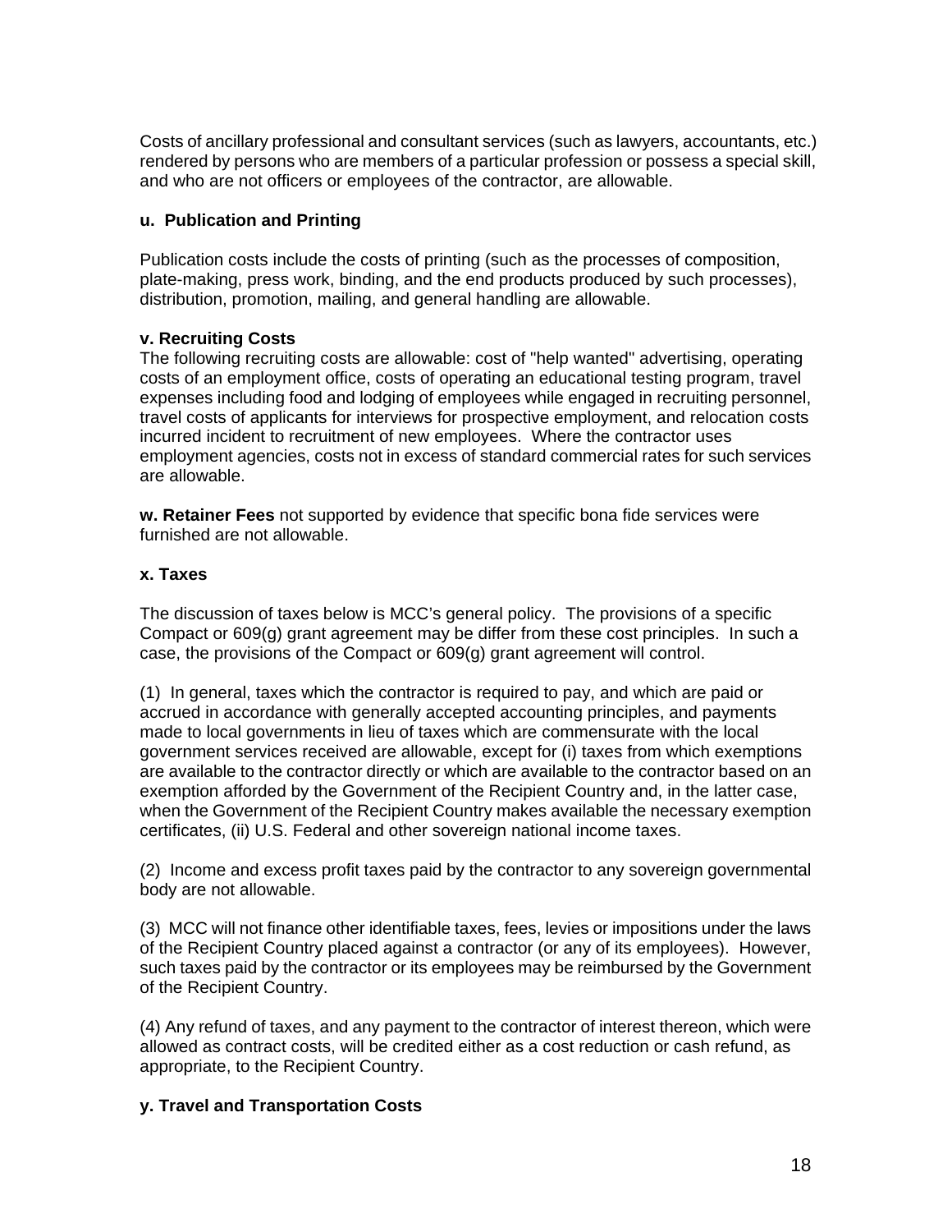Costs of ancillary professional and consultant services (such as lawyers, accountants, etc.) rendered by persons who are members of a particular profession or possess a special skill, and who are not officers or employees of the contractor, are allowable.

**u. Publication and Printing**

Publication costs include the costs of printing (such as the processes of composition, plate-making, press work, binding, and the end products produced by such processes), distribution, promotion, mailing, and general handling are allowable.

**v. Recruiting Costs**

The following recruiting costs are allowable: cost of "help wanted" advertising, operating costs of an employment office, costs of operating an educational testing program, travel expenses including food and lodging of employees while engaged in recruiting personnel, travel costs of applicants for interviews for prospective employment, and relocation costs incurred incident to recruitment of new employees. Where the contractor uses employment agencies, costs not in excess of standard commercial rates for such services are allowable.

**w. Retainer Fees** not supported by evidence that specific bona fide services were furnished are not allowable.

**x. Taxes**

The discussion of taxes below is MCC's general policy. The provisions of a specific Compact or 609(g) grant agreement may be differ from these cost principles. In such a case, the provisions of the Compact or 609(g) grant agreement will control.

(1) In general, taxes which the contractor is required to pay, and which are paid or accrued in accordance with generally accepted accounting principles, and payments made to local governments in lieu of taxes which are commensurate with the local government services received are allowable, except for (i) taxes from which exemptions are available to the contractor directly or which are available to the contractor based on an exemption afforded by the Government of the Recipient Country and, in the latter case, when the Government of the Recipient Country makes available the necessary exemption certificates, (ii) U.S. Federal and other sovereign national income taxes.

(2) Income and excess profit taxes paid by the contractor to any sovereign governmental body are not allowable.

(3) MCC will not finance other identifiable taxes, fees, levies or impositions under the laws of the Recipient Country placed against a contractor (or any of its employees). However, such taxes paid by the contractor or its employees may be reimbursed by the Government of the Recipient Country.

(4) Any refund of taxes, and any payment to the contractor of interest thereon, which were allowed as contract costs, will be credited either as a cost reduction or cash refund, as appropriate, to the Recipient Country.

**y. Travel and Transportation Costs**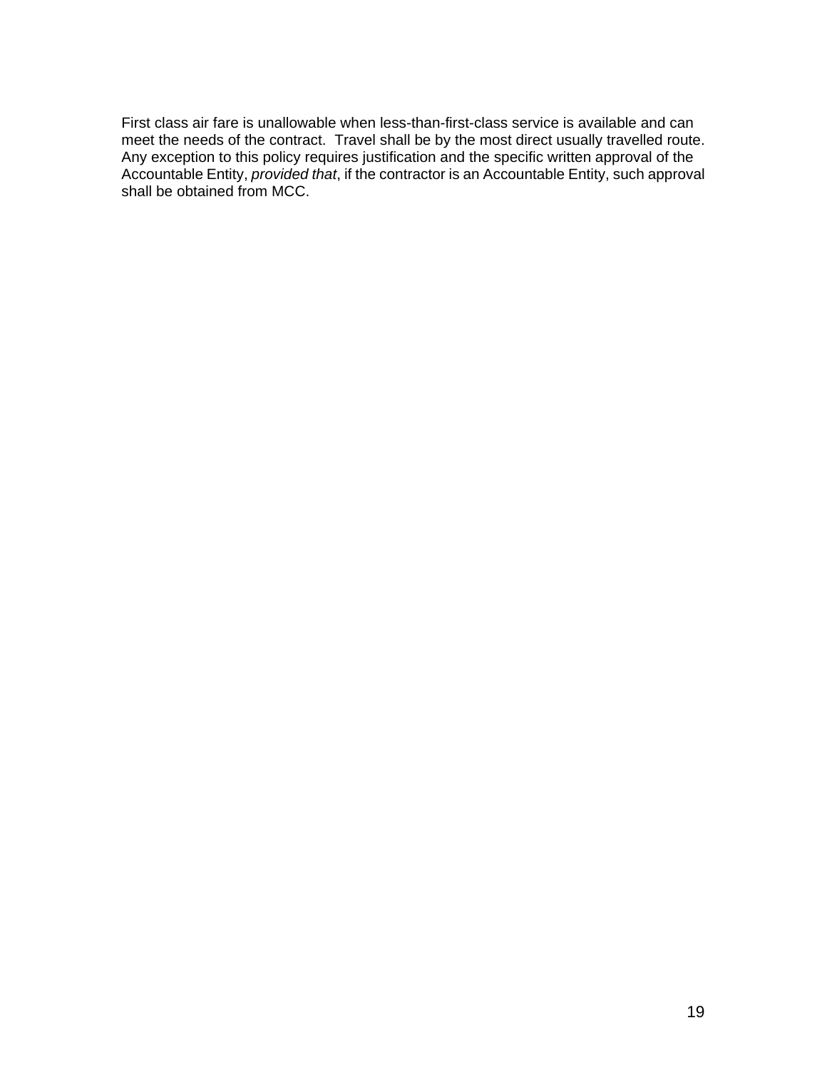First class air fare is unallowable when less-than-first-class service is available and can meet the needs of the contract. Travel shall be by the most direct usually travelled route. Any exception to this policy requires justification and the specific written approval of the Accountable Entity, *provided that*, if the contractor is an Accountable Entity, such approval shall be obtained from MCC.